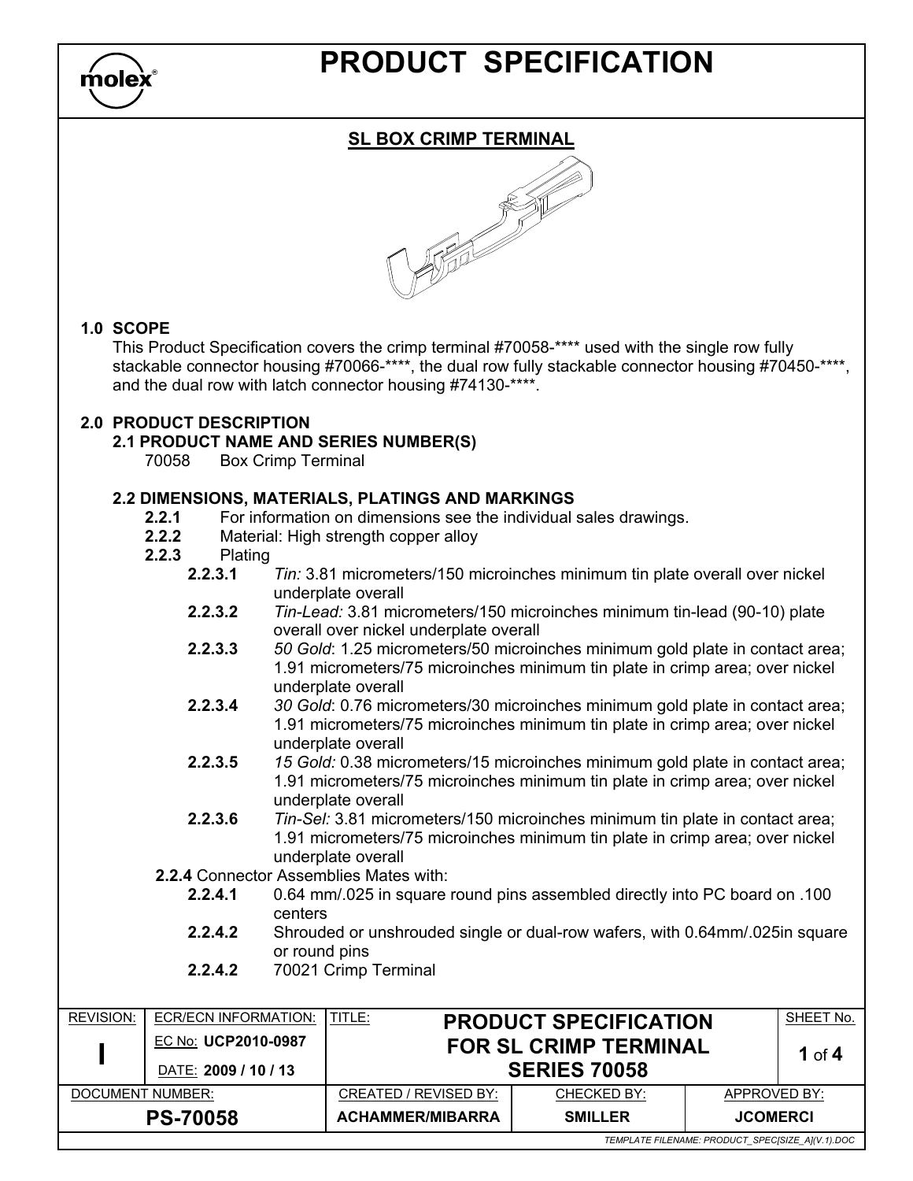# PRODUCT SPECIFICATION

## SL BOX CRIMP TERMINAL

## 1.0 SCOPE

This Product Specification covers the crimp terminal #70058-**** used with the single row fully stackable connector housing #70066-****, the dual row fully stackable connector housing #70450-****, and the dual row with latch connector housing #74130-****.

## 2.0 PRODUCT DESCRIPTION

### 2.1 PRODUCT NAME AND SERIES NUMBER(S)

70058 Box Crimp Terminal

### 2.2 DIMENSIONS, MATERIALS, PLATINGS AND MARKINGS

**2.2.1** For information on dimensions see the individual sales drawings.

**2.2.2** Material: High strength copper alloy

**2.2.3** Plating

**2.2.3.1** *Tin:* 3.81 micrometers/150 microinches minimum tin plate overall over nickel underplate overall

**2.2.3.2** *Tin-Lead:* 3.81 micrometers/150 microinches minimum tin-lead (90-10) plate overall over nickel underplate overall

**2.2.3.3** *50 Gold*: 1.25 micrometers/50 microinches minimum gold plate in contact area; 1.91 micrometers/75 microinches minimum tin plate in crimp area; over nickel underplate overall

**2.2.3.4** *30 Gold*: 0.76 micrometers/30 microinches minimum gold plate in contact area; 1.91 micrometers/75 microinches minimum tin plate in crimp area; over nickel underplate overall

**2.2.3.5** *15 Gold:* 0.38 micrometers/15 microinches minimum gold plate in contact area; 1.91 micrometers/75 microinches minimum tin plate in crimp area; over nickel underplate overall

**2.2.3.6** *Tin-Sel:* 3.81 micrometers/150 microinches minimum tin plate in contact area; 1.91 micrometers/75 microinches minimum tin plate in crimp area; over nickel underplate overall

**2.2.4** Connector Assemblies Mates with:

**2.2.4.1** 0.64 mm/.025 in square round pins assembled directly into PC board on .100 centers

**2.2.4.2** Shrouded or unshrouded single or dual-row wafers, with 0.64mm/.025in square or round pins

**2.2.4.2** 70021 Crimp Terminal

| REVISION: | ECR/ECN INFORMATION: | TITLE: | | | SHEET No. |
|---|---|---|---|---|---|
| I | EC No: UCP2010-0987<br>DATE: 2009 / 10 / 13 | PRODUCT SPECIFICATION FOR SL CRIMP TERMINAL SERIES 70058 | | | 1 of 4 |
| DOCUMENT NUMBER: | | CREATED / REVISED BY: | CHECKED BY: | APPROVED BY: | |
| PS-70058 | | ACHAMMER/MIBARRA | SMILLER | JCOMERCI | |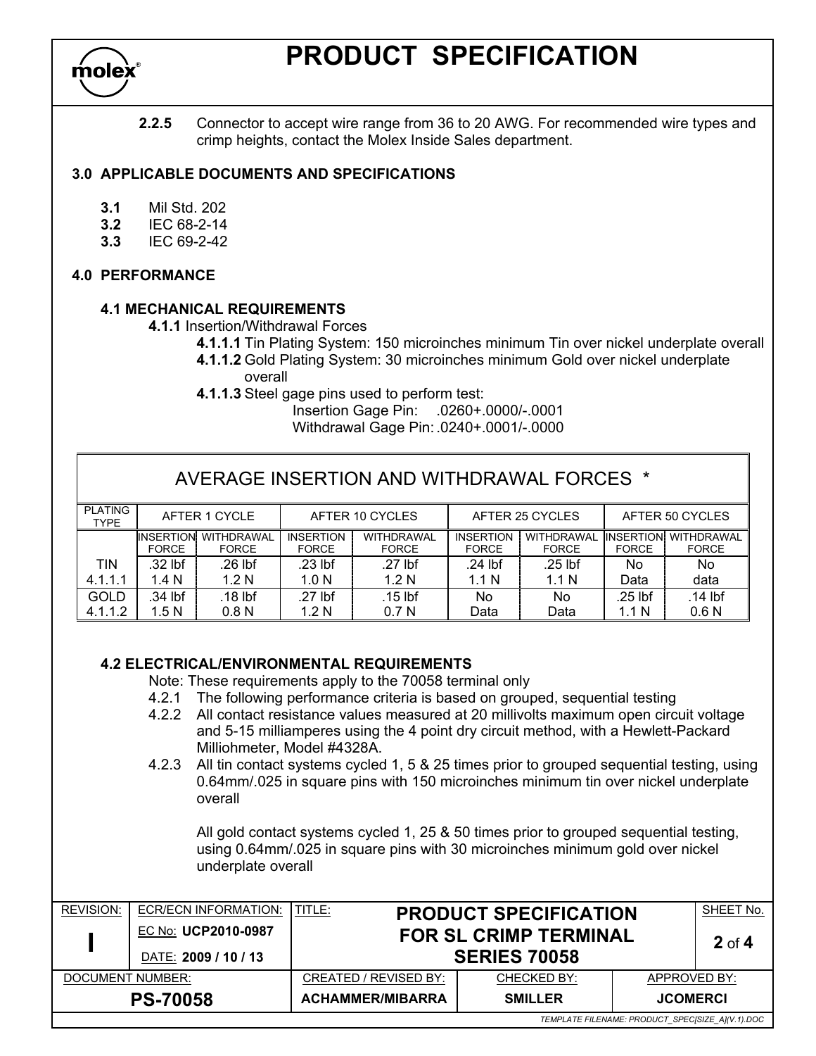**2.2.5** Connector to accept wire range from 36 to 20 AWG. For recommended wire types and crimp heights, contact the Molex Inside Sales department.

## 3.0 APPLICABLE DOCUMENTS AND SPECIFICATIONS

- **3.1** Mil Std. 202
- **3.2** IEC 68-2-14
- **3.3** IEC 69-2-42

## 4.0 PERFORMANCE

### 4.1 MECHANICAL REQUIREMENTS

**4.1.1** Insertion/Withdrawal Forces

**4.1.1.1** Tin Plating System: 150 microinches minimum Tin over nickel underplate overall

**4.1.1.2** Gold Plating System: 30 microinches minimum Gold over nickel underplate overall

**4.1.1.3** Steel gage pins used to perform test:

Insertion Gage Pin: .0260+.0000/-.0001

Withdrawal Gage Pin: .0240+.0001/-.0000

| AVERAGE INSERTION AND WITHDRAWAL FORCES * | | | | | | | | |
|---|---|---|---|---|---|---|---|---|
| PLATING TYPE | AFTER 1 CYCLE | | AFTER 10 CYCLES | | AFTER 25 CYCLES | | AFTER 50 CYCLES | |
| | INSERTION FORCE | WITHDRAWAL FORCE | INSERTION FORCE | WITHDRAWAL FORCE | INSERTION FORCE | WITHDRAWAL FORCE | INSERTION FORCE | WITHDRAWAL FORCE |
| TIN 4.1.1.1 | .32 lbf 1.4 N | .26 lbf 1.2 N | .23 lbf 1.0 N | .27 lbf 1.2 N | .24 lbf 1.1 N | .25 lbf 1.1 N | No Data | No data |
| GOLD 4.1.1.2 | .34 lbf 1.5 N | .18 lbf 0.8 N | .27 lbf 1.2 N | .15 lbf 0.7 N | No Data | No Data | .25 lbf 1.1 N | .14 lbf 0.6 N |

### 4.2 ELECTRICAL/ENVIRONMENTAL REQUIREMENTS

Note: These requirements apply to the 70058 terminal only

4.2.1 The following performance criteria is based on grouped, sequential testing

4.2.2 All contact resistance values measured at 20 millivolts maximum open circuit voltage and 5-15 milliamperes using the 4 point dry circuit method, with a Hewlett-Packard Milliohmeter, Model #4328A.

4.2.3 All tin contact systems cycled 1, 5 & 25 times prior to grouped sequential testing, using 0.64mm/.025 in square pins with 150 microinches minimum tin over nickel underplate overall

All gold contact systems cycled 1, 25 & 50 times prior to grouped sequential testing, using 0.64mm/.025 in square pins with 30 microinches minimum gold over nickel underplate overall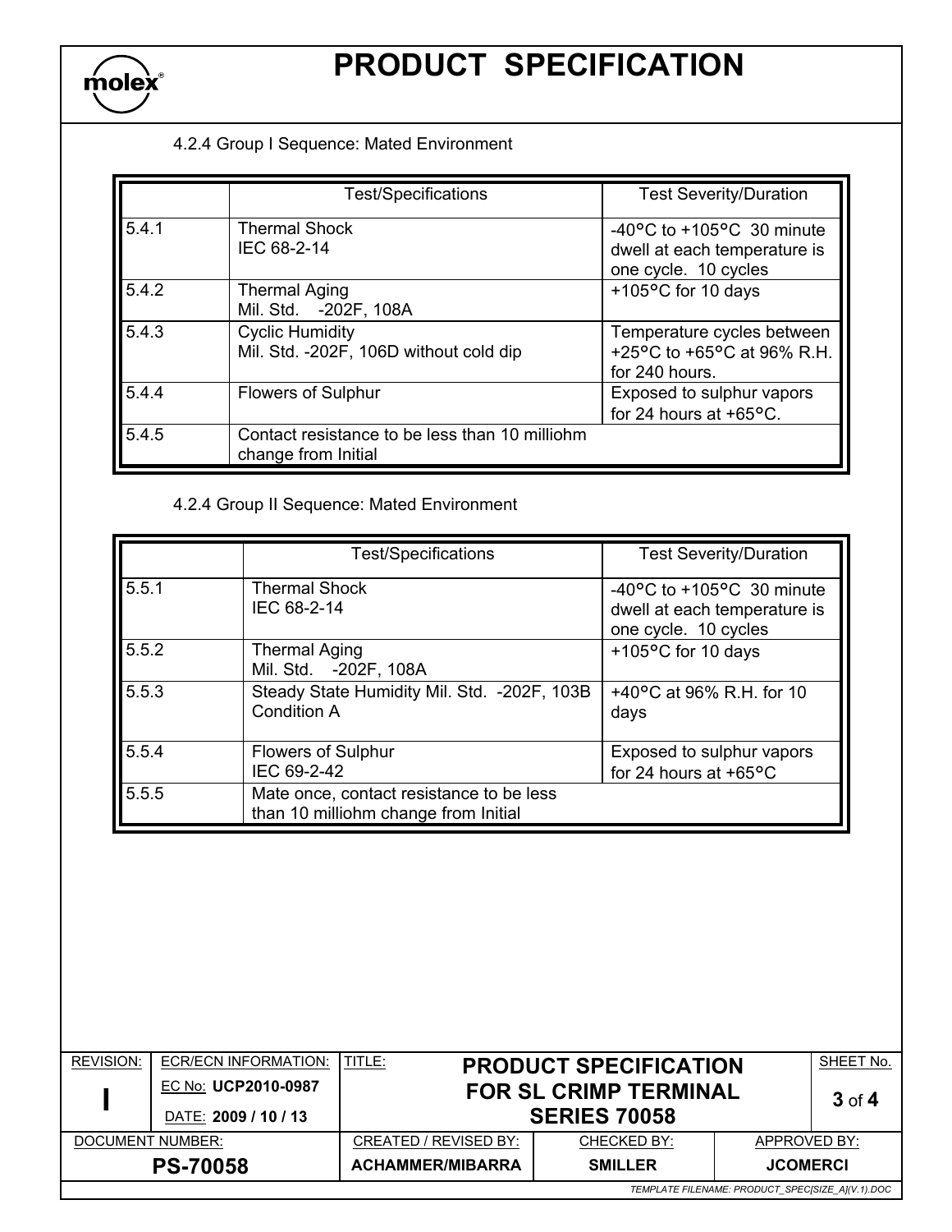4.2.4 Group I Sequence: Mated Environment

| | Test/Specifications | Test Severity/Duration |
|---|---|---|
| 5.4.1 | Thermal Shock<br>IEC 68-2-14 | -40°C to +105°C 30 minute dwell at each temperature is one cycle. 10 cycles |
| 5.4.2 | Thermal Aging<br>Mil. Std. -202F, 108A | +105°C for 10 days |
| 5.4.3 | Cyclic Humidity<br>Mil. Std. -202F, 106D without cold dip | Temperature cycles between +25°C to +65°C at 96% R.H. for 240 hours. |
| 5.4.4 | Flowers of Sulphur | Exposed to sulphur vapors for 24 hours at +65°C. |
| 5.4.5 | Contact resistance to be less than 10 milliohm change from Initial | |

4.2.4 Group II Sequence: Mated Environment

| | Test/Specifications | Test Severity/Duration |
|---|---|---|
| 5.5.1 | Thermal Shock<br>IEC 68-2-14 | -40°C to +105°C 30 minute dwell at each temperature is one cycle. 10 cycles |
| 5.5.2 | Thermal Aging<br>Mil. Std. -202F, 108A | +105°C for 10 days |
| 5.5.3 | Steady State Humidity Mil. Std. -202F, 103B Condition A | +40°C at 96% R.H. for 10 days |
| 5.5.4 | Flowers of Sulphur<br>IEC 69-2-42 | Exposed to sulphur vapors for 24 hours at +65°C |
| 5.5.5 | Mate once, contact resistance to be less than 10 milliohm change from Initial | |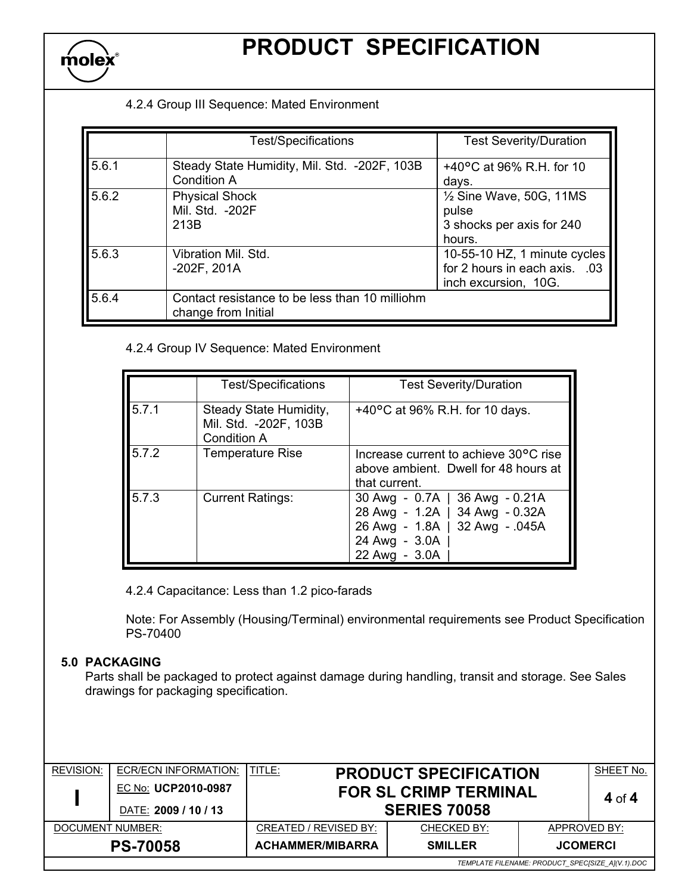4.2.4 Group III Sequence: Mated Environment

| | Test/Specifications | Test Severity/Duration |
|---|---|---|
| 5.6.1 | Steady State Humidity, Mil. Std. -202F, 103B Condition A | +40°C at 96% R.H. for 10 days. |
| 5.6.2 | Physical Shock Mil. Std. -202F 213B | ½ Sine Wave, 50G, 11MS pulse 3 shocks per axis for 240 hours. |
| 5.6.3 | Vibration Mil. Std. -202F, 201A | 10-55-10 HZ, 1 minute cycles for 2 hours in each axis. .03 inch excursion, 10G. |
| 5.6.4 | Contact resistance to be less than 10 milliohm change from Initial | |

4.2.4 Group IV Sequence: Mated Environment

| | Test/Specifications | Test Severity/Duration |
|---|---|---|
| 5.7.1 | Steady State Humidity, Mil. Std. -202F, 103B Condition A | +40°C at 96% R.H. for 10 days. |
| 5.7.2 | Temperature Rise | Increase current to achieve 30°C rise above ambient. Dwell for 48 hours at that current. |
| 5.7.3 | Current Ratings: | 30 Awg - 0.7A \| 36 Awg - 0.21A<br>28 Awg - 1.2A \| 34 Awg - 0.32A<br>26 Awg - 1.8A \| 32 Awg - .045A<br>24 Awg - 3.0A \|<br>22 Awg - 3.0A \| |

4.2.4 Capacitance: Less than 1.2 pico-farads

Note: For Assembly (Housing/Terminal) environmental requirements see Product Specification PS-70400

## 5.0 PACKAGING

Parts shall be packaged to protect against damage during handling, transit and storage. See Sales drawings for packaging specification.

| REVISION: | ECR/ECN INFORMATION: | TITLE: | | | SHEET No. |
|---|---|---|---|---|---|
| I | EC No: UCP2010-0987<br>DATE: 2009 / 10 / 13 | PRODUCT SPECIFICATION FOR SL CRIMP TERMINAL SERIES 70058 | | | 4 of 4 |
| DOCUMENT NUMBER: | | CREATED / REVISED BY: | CHECKED BY: | APPROVED BY: | |
| PS-70058 | | ACHAMMER/MIBARRA | SMILLER | JCOMERCI | |